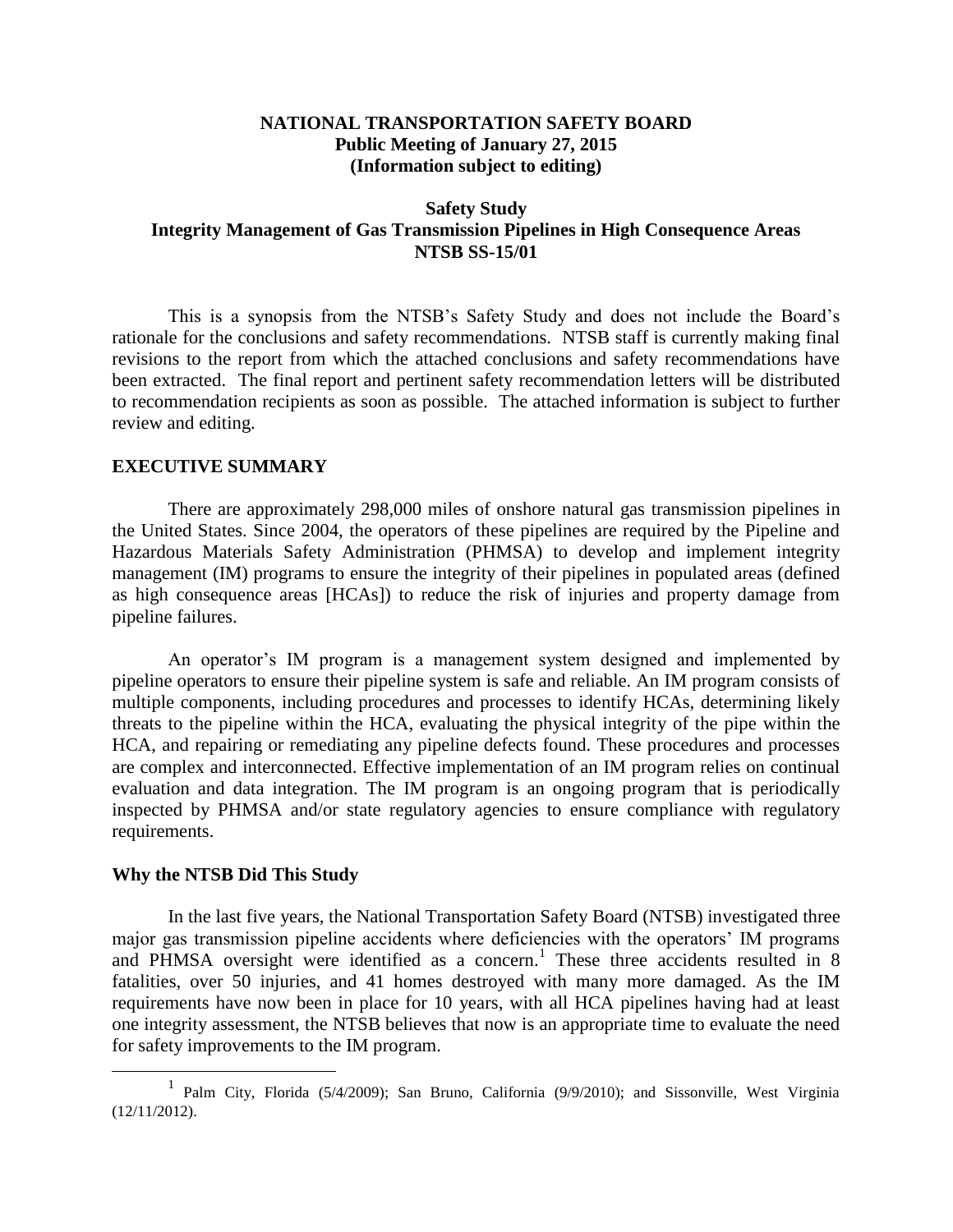**NATIONAL TRANSPORTATION SAFETY BOARD**
**Public Meeting of January 27, 2015**
**(Information subject to editing)**

**Safety Study**
**Integrity Management of Gas Transmission Pipelines in High Consequence Areas**
**NTSB SS-15/01**

This is a synopsis from the NTSB's Safety Study and does not include the Board's rationale for the conclusions and safety recommendations. NTSB staff is currently making final revisions to the report from which the attached conclusions and safety recommendations have been extracted. The final report and pertinent safety recommendation letters will be distributed to recommendation recipients as soon as possible. The attached information is subject to further review and editing.

## EXECUTIVE SUMMARY

There are approximately 298,000 miles of onshore natural gas transmission pipelines in the United States. Since 2004, the operators of these pipelines are required by the Pipeline and Hazardous Materials Safety Administration (PHMSA) to develop and implement integrity management (IM) programs to ensure the integrity of their pipelines in populated areas (defined as high consequence areas [HCAs]) to reduce the risk of injuries and property damage from pipeline failures.

An operator's IM program is a management system designed and implemented by pipeline operators to ensure their pipeline system is safe and reliable. An IM program consists of multiple components, including procedures and processes to identify HCAs, determining likely threats to the pipeline within the HCA, evaluating the physical integrity of the pipe within the HCA, and repairing or remediating any pipeline defects found. These procedures and processes are complex and interconnected. Effective implementation of an IM program relies on continual evaluation and data integration. The IM program is an ongoing program that is periodically inspected by PHMSA and/or state regulatory agencies to ensure compliance with regulatory requirements.

## Why the NTSB Did This Study

In the last five years, the National Transportation Safety Board (NTSB) investigated three major gas transmission pipeline accidents where deficiencies with the operators' IM programs and PHMSA oversight were identified as a concern.[1] These three accidents resulted in 8 fatalities, over 50 injuries, and 41 homes destroyed with many more damaged. As the IM requirements have now been in place for 10 years, with all HCA pipelines having had at least one integrity assessment, the NTSB believes that now is an appropriate time to evaluate the need for safety improvements to the IM program.

[1] Palm City, Florida (5/4/2009); San Bruno, California (9/9/2010); and Sissonville, West Virginia (12/11/2012).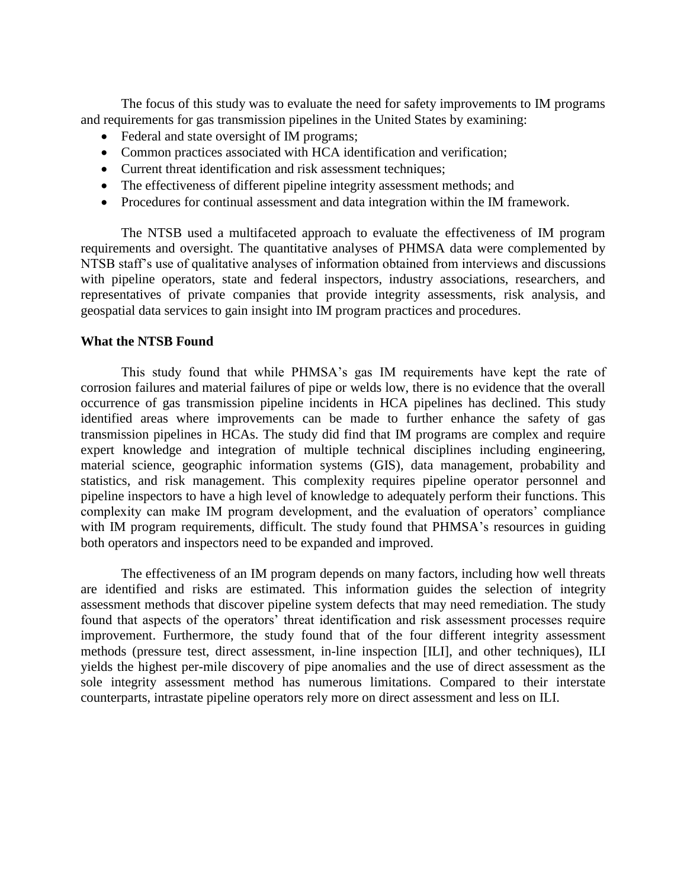The focus of this study was to evaluate the need for safety improvements to IM programs and requirements for gas transmission pipelines in the United States by examining:

- Federal and state oversight of IM programs;
- Common practices associated with HCA identification and verification;
- Current threat identification and risk assessment techniques;
- The effectiveness of different pipeline integrity assessment methods; and
- Procedures for continual assessment and data integration within the IM framework.

The NTSB used a multifaceted approach to evaluate the effectiveness of IM program requirements and oversight. The quantitative analyses of PHMSA data were complemented by NTSB staff's use of qualitative analyses of information obtained from interviews and discussions with pipeline operators, state and federal inspectors, industry associations, researchers, and representatives of private companies that provide integrity assessments, risk analysis, and geospatial data services to gain insight into IM program practices and procedures.

**What the NTSB Found**

This study found that while PHMSA's gas IM requirements have kept the rate of corrosion failures and material failures of pipe or welds low, there is no evidence that the overall occurrence of gas transmission pipeline incidents in HCA pipelines has declined. This study identified areas where improvements can be made to further enhance the safety of gas transmission pipelines in HCAs. The study did find that IM programs are complex and require expert knowledge and integration of multiple technical disciplines including engineering, material science, geographic information systems (GIS), data management, probability and statistics, and risk management. This complexity requires pipeline operator personnel and pipeline inspectors to have a high level of knowledge to adequately perform their functions. This complexity can make IM program development, and the evaluation of operators' compliance with IM program requirements, difficult. The study found that PHMSA's resources in guiding both operators and inspectors need to be expanded and improved.

The effectiveness of an IM program depends on many factors, including how well threats are identified and risks are estimated. This information guides the selection of integrity assessment methods that discover pipeline system defects that may need remediation. The study found that aspects of the operators' threat identification and risk assessment processes require improvement. Furthermore, the study found that of the four different integrity assessment methods (pressure test, direct assessment, in-line inspection [ILI], and other techniques), ILI yields the highest per-mile discovery of pipe anomalies and the use of direct assessment as the sole integrity assessment method has numerous limitations. Compared to their interstate counterparts, intrastate pipeline operators rely more on direct assessment and less on ILI.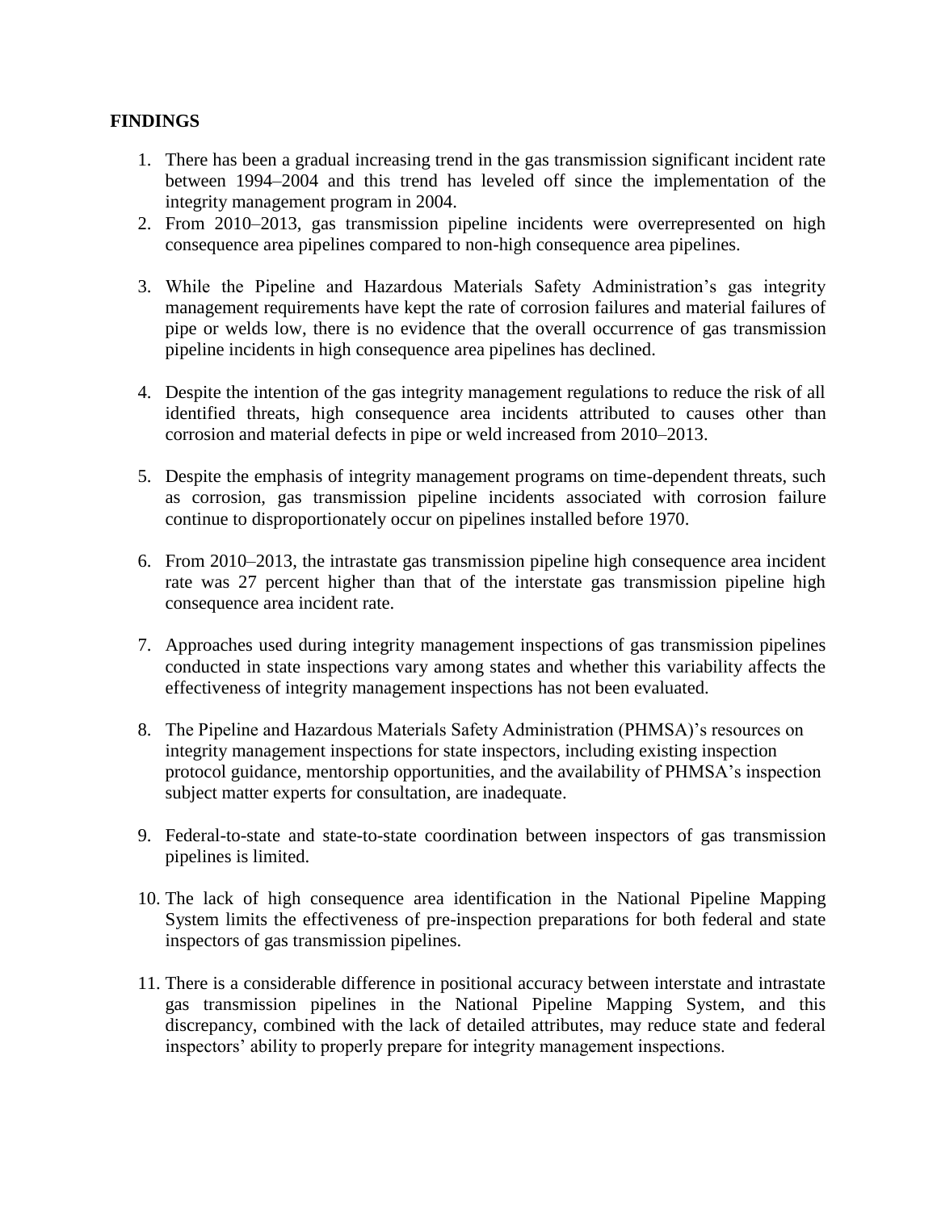## FINDINGS

1. There has been a gradual increasing trend in the gas transmission significant incident rate between 1994–2004 and this trend has leveled off since the implementation of the integrity management program in 2004.
2. From 2010–2013, gas transmission pipeline incidents were overrepresented on high consequence area pipelines compared to non-high consequence area pipelines.
3. While the Pipeline and Hazardous Materials Safety Administration's gas integrity management requirements have kept the rate of corrosion failures and material failures of pipe or welds low, there is no evidence that the overall occurrence of gas transmission pipeline incidents in high consequence area pipelines has declined.
4. Despite the intention of the gas integrity management regulations to reduce the risk of all identified threats, high consequence area incidents attributed to causes other than corrosion and material defects in pipe or weld increased from 2010–2013.
5. Despite the emphasis of integrity management programs on time-dependent threats, such as corrosion, gas transmission pipeline incidents associated with corrosion failure continue to disproportionately occur on pipelines installed before 1970.
6. From 2010–2013, the intrastate gas transmission pipeline high consequence area incident rate was 27 percent higher than that of the interstate gas transmission pipeline high consequence area incident rate.
7. Approaches used during integrity management inspections of gas transmission pipelines conducted in state inspections vary among states and whether this variability affects the effectiveness of integrity management inspections has not been evaluated.
8. The Pipeline and Hazardous Materials Safety Administration (PHMSA)'s resources on integrity management inspections for state inspectors, including existing inspection protocol guidance, mentorship opportunities, and the availability of PHMSA's inspection subject matter experts for consultation, are inadequate.
9. Federal-to-state and state-to-state coordination between inspectors of gas transmission pipelines is limited.
10. The lack of high consequence area identification in the National Pipeline Mapping System limits the effectiveness of pre-inspection preparations for both federal and state inspectors of gas transmission pipelines.
11. There is a considerable difference in positional accuracy between interstate and intrastate gas transmission pipelines in the National Pipeline Mapping System, and this discrepancy, combined with the lack of detailed attributes, may reduce state and federal inspectors' ability to properly prepare for integrity management inspections.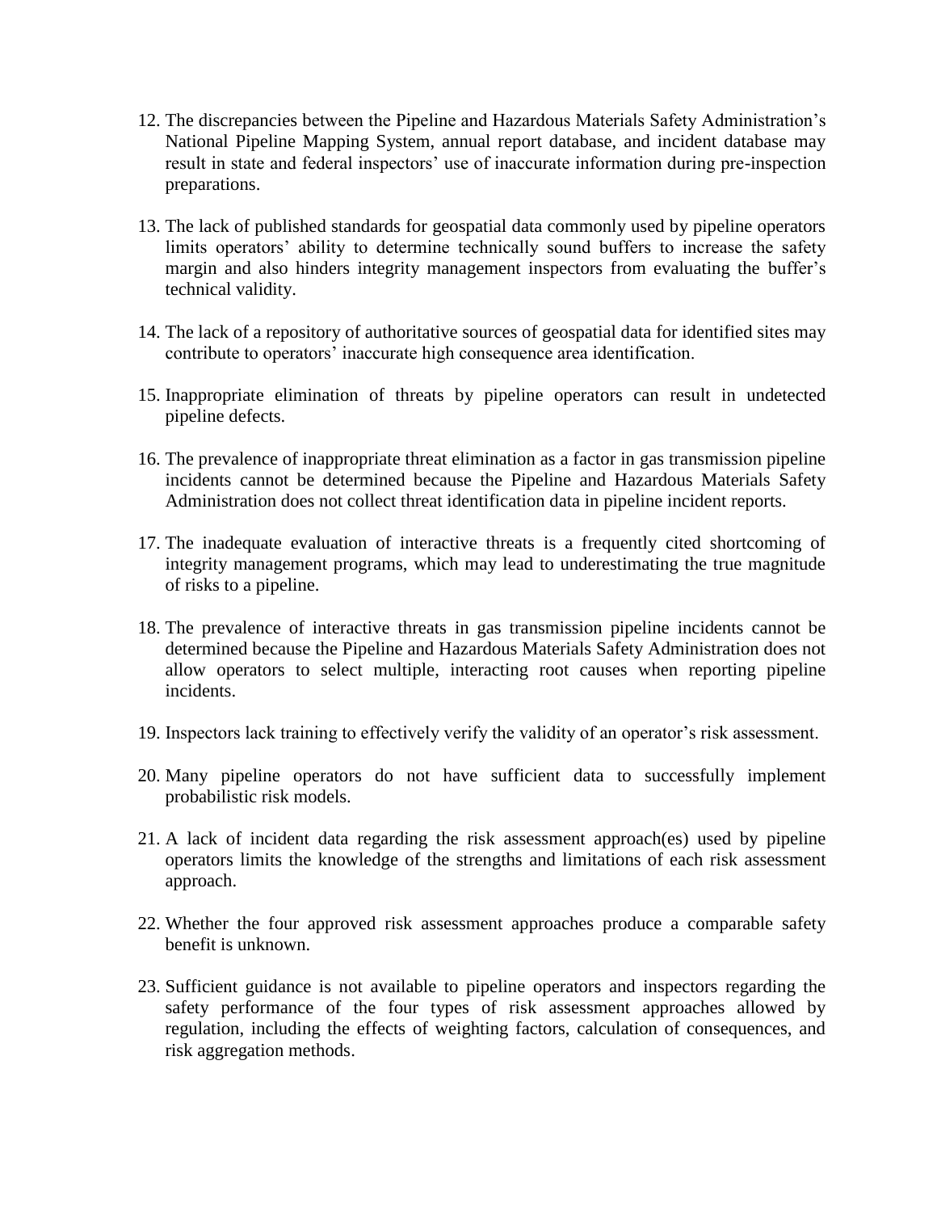12. The discrepancies between the Pipeline and Hazardous Materials Safety Administration's National Pipeline Mapping System, annual report database, and incident database may result in state and federal inspectors' use of inaccurate information during pre-inspection preparations.

13. The lack of published standards for geospatial data commonly used by pipeline operators limits operators' ability to determine technically sound buffers to increase the safety margin and also hinders integrity management inspectors from evaluating the buffer's technical validity.

14. The lack of a repository of authoritative sources of geospatial data for identified sites may contribute to operators' inaccurate high consequence area identification.

15. Inappropriate elimination of threats by pipeline operators can result in undetected pipeline defects.

16. The prevalence of inappropriate threat elimination as a factor in gas transmission pipeline incidents cannot be determined because the Pipeline and Hazardous Materials Safety Administration does not collect threat identification data in pipeline incident reports.

17. The inadequate evaluation of interactive threats is a frequently cited shortcoming of integrity management programs, which may lead to underestimating the true magnitude of risks to a pipeline.

18. The prevalence of interactive threats in gas transmission pipeline incidents cannot be determined because the Pipeline and Hazardous Materials Safety Administration does not allow operators to select multiple, interacting root causes when reporting pipeline incidents.

19. Inspectors lack training to effectively verify the validity of an operator's risk assessment.

20. Many pipeline operators do not have sufficient data to successfully implement probabilistic risk models.

21. A lack of incident data regarding the risk assessment approach(es) used by pipeline operators limits the knowledge of the strengths and limitations of each risk assessment approach.

22. Whether the four approved risk assessment approaches produce a comparable safety benefit is unknown.

23. Sufficient guidance is not available to pipeline operators and inspectors regarding the safety performance of the four types of risk assessment approaches allowed by regulation, including the effects of weighting factors, calculation of consequences, and risk aggregation methods.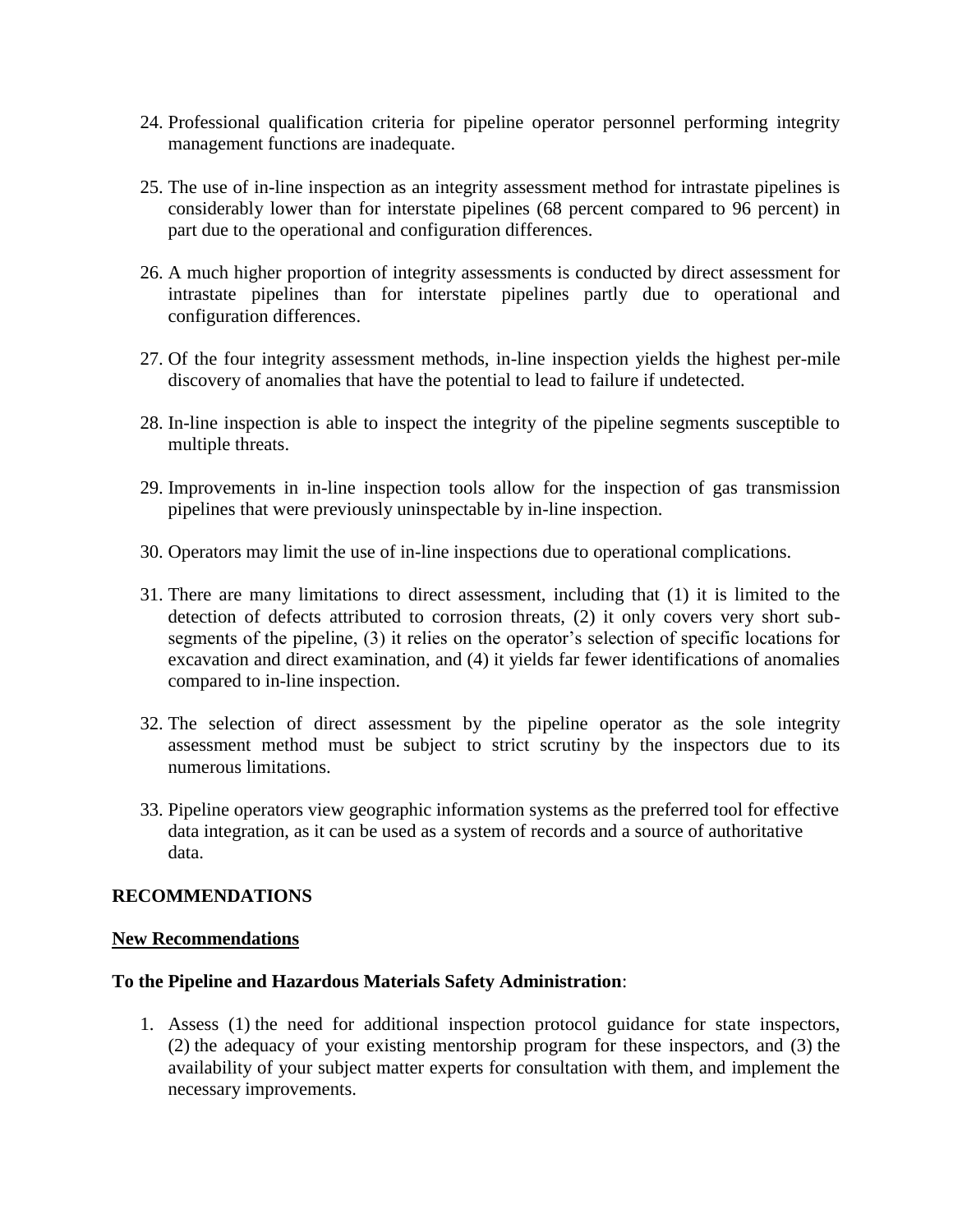24. Professional qualification criteria for pipeline operator personnel performing integrity management functions are inadequate.

25. The use of in-line inspection as an integrity assessment method for intrastate pipelines is considerably lower than for interstate pipelines (68 percent compared to 96 percent) in part due to the operational and configuration differences.

26. A much higher proportion of integrity assessments is conducted by direct assessment for intrastate pipelines than for interstate pipelines partly due to operational and configuration differences.

27. Of the four integrity assessment methods, in-line inspection yields the highest per-mile discovery of anomalies that have the potential to lead to failure if undetected.

28. In-line inspection is able to inspect the integrity of the pipeline segments susceptible to multiple threats.

29. Improvements in in-line inspection tools allow for the inspection of gas transmission pipelines that were previously uninspectable by in-line inspection.

30. Operators may limit the use of in-line inspections due to operational complications.

31. There are many limitations to direct assessment, including that (1) it is limited to the detection of defects attributed to corrosion threats, (2) it only covers very short sub-segments of the pipeline, (3) it relies on the operator's selection of specific locations for excavation and direct examination, and (4) it yields far fewer identifications of anomalies compared to in-line inspection.

32. The selection of direct assessment by the pipeline operator as the sole integrity assessment method must be subject to strict scrutiny by the inspectors due to its numerous limitations.

33. Pipeline operators view geographic information systems as the preferred tool for effective data integration, as it can be used as a system of records and a source of authoritative data.

## RECOMMENDATIONS

### New Recommendations

**To the Pipeline and Hazardous Materials Safety Administration**:

1. Assess (1) the need for additional inspection protocol guidance for state inspectors, (2) the adequacy of your existing mentorship program for these inspectors, and (3) the availability of your subject matter experts for consultation with them, and implement the necessary improvements.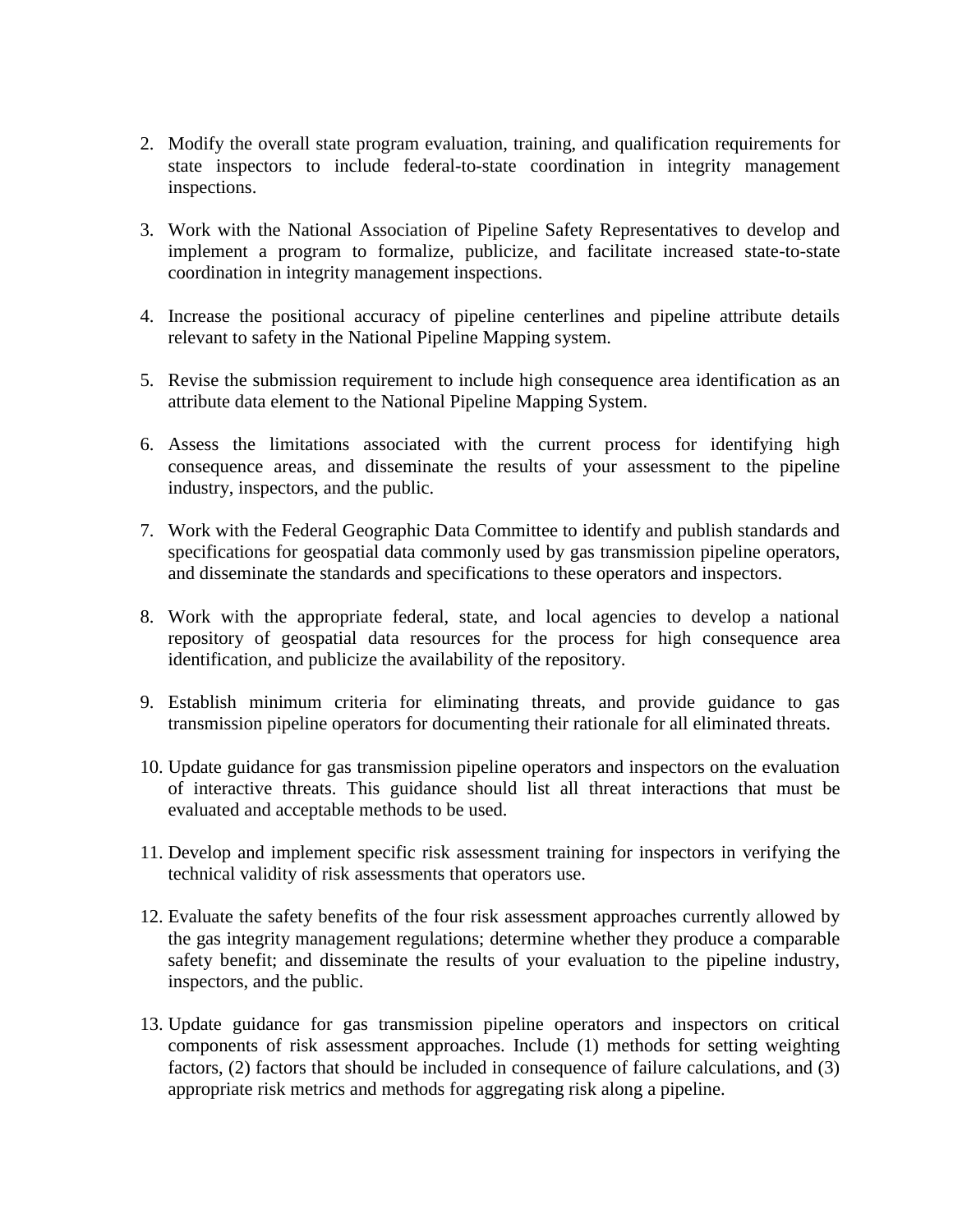2. Modify the overall state program evaluation, training, and qualification requirements for state inspectors to include federal-to-state coordination in integrity management inspections.

3. Work with the National Association of Pipeline Safety Representatives to develop and implement a program to formalize, publicize, and facilitate increased state-to-state coordination in integrity management inspections.

4. Increase the positional accuracy of pipeline centerlines and pipeline attribute details relevant to safety in the National Pipeline Mapping system.

5. Revise the submission requirement to include high consequence area identification as an attribute data element to the National Pipeline Mapping System.

6. Assess the limitations associated with the current process for identifying high consequence areas, and disseminate the results of your assessment to the pipeline industry, inspectors, and the public.

7. Work with the Federal Geographic Data Committee to identify and publish standards and specifications for geospatial data commonly used by gas transmission pipeline operators, and disseminate the standards and specifications to these operators and inspectors.

8. Work with the appropriate federal, state, and local agencies to develop a national repository of geospatial data resources for the process for high consequence area identification, and publicize the availability of the repository.

9. Establish minimum criteria for eliminating threats, and provide guidance to gas transmission pipeline operators for documenting their rationale for all eliminated threats.

10. Update guidance for gas transmission pipeline operators and inspectors on the evaluation of interactive threats. This guidance should list all threat interactions that must be evaluated and acceptable methods to be used.

11. Develop and implement specific risk assessment training for inspectors in verifying the technical validity of risk assessments that operators use.

12. Evaluate the safety benefits of the four risk assessment approaches currently allowed by the gas integrity management regulations; determine whether they produce a comparable safety benefit; and disseminate the results of your evaluation to the pipeline industry, inspectors, and the public.

13. Update guidance for gas transmission pipeline operators and inspectors on critical components of risk assessment approaches. Include (1) methods for setting weighting factors, (2) factors that should be included in consequence of failure calculations, and (3) appropriate risk metrics and methods for aggregating risk along a pipeline.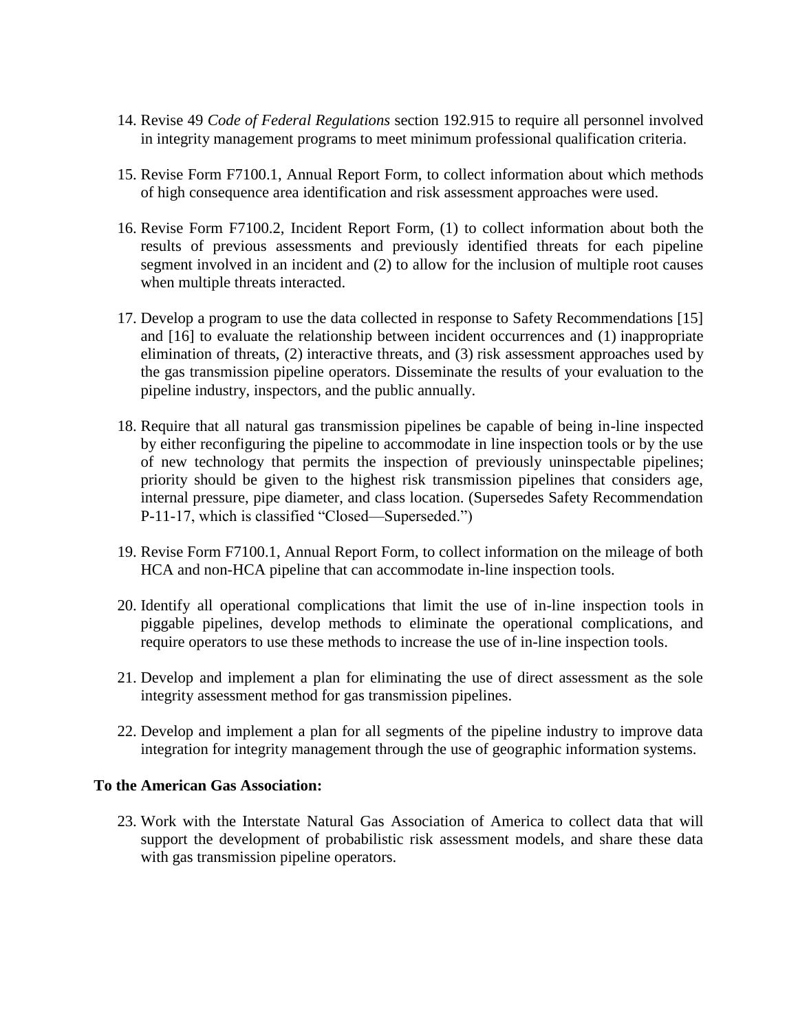14. Revise 49 *Code of Federal Regulations* section 192.915 to require all personnel involved in integrity management programs to meet minimum professional qualification criteria.

15. Revise Form F7100.1, Annual Report Form, to collect information about which methods of high consequence area identification and risk assessment approaches were used.

16. Revise Form F7100.2, Incident Report Form, (1) to collect information about both the results of previous assessments and previously identified threats for each pipeline segment involved in an incident and (2) to allow for the inclusion of multiple root causes when multiple threats interacted.

17. Develop a program to use the data collected in response to Safety Recommendations [15] and [16] to evaluate the relationship between incident occurrences and (1) inappropriate elimination of threats, (2) interactive threats, and (3) risk assessment approaches used by the gas transmission pipeline operators. Disseminate the results of your evaluation to the pipeline industry, inspectors, and the public annually.

18. Require that all natural gas transmission pipelines be capable of being in-line inspected by either reconfiguring the pipeline to accommodate in line inspection tools or by the use of new technology that permits the inspection of previously uninspectable pipelines; priority should be given to the highest risk transmission pipelines that considers age, internal pressure, pipe diameter, and class location. (Supersedes Safety Recommendation P-11-17, which is classified "Closed—Superseded.")

19. Revise Form F7100.1, Annual Report Form, to collect information on the mileage of both HCA and non-HCA pipeline that can accommodate in-line inspection tools.

20. Identify all operational complications that limit the use of in-line inspection tools in piggable pipelines, develop methods to eliminate the operational complications, and require operators to use these methods to increase the use of in-line inspection tools.

21. Develop and implement a plan for eliminating the use of direct assessment as the sole integrity assessment method for gas transmission pipelines.

22. Develop and implement a plan for all segments of the pipeline industry to improve data integration for integrity management through the use of geographic information systems.

**To the American Gas Association:**

23. Work with the Interstate Natural Gas Association of America to collect data that will support the development of probabilistic risk assessment models, and share these data with gas transmission pipeline operators.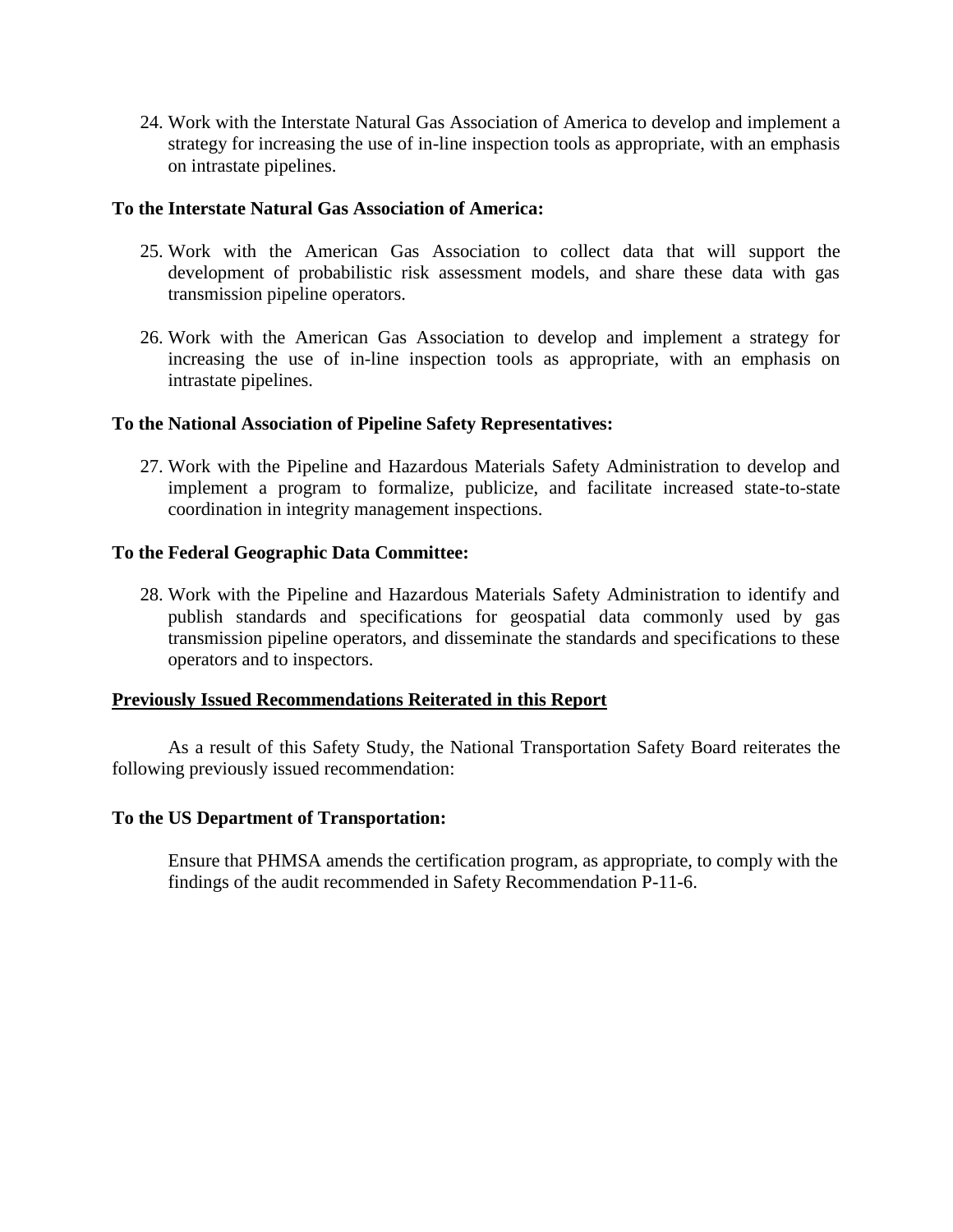24. Work with the Interstate Natural Gas Association of America to develop and implement a strategy for increasing the use of in-line inspection tools as appropriate, with an emphasis on intrastate pipelines.

**To the Interstate Natural Gas Association of America:**

25. Work with the American Gas Association to collect data that will support the development of probabilistic risk assessment models, and share these data with gas transmission pipeline operators.

26. Work with the American Gas Association to develop and implement a strategy for increasing the use of in-line inspection tools as appropriate, with an emphasis on intrastate pipelines.

**To the National Association of Pipeline Safety Representatives:**

27. Work with the Pipeline and Hazardous Materials Safety Administration to develop and implement a program to formalize, publicize, and facilitate increased state-to-state coordination in integrity management inspections.

**To the Federal Geographic Data Committee:**

28. Work with the Pipeline and Hazardous Materials Safety Administration to identify and publish standards and specifications for geospatial data commonly used by gas transmission pipeline operators, and disseminate the standards and specifications to these operators and to inspectors.

**Previously Issued Recommendations Reiterated in this Report**

As a result of this Safety Study, the National Transportation Safety Board reiterates the following previously issued recommendation:

**To the US Department of Transportation:**

Ensure that PHMSA amends the certification program, as appropriate, to comply with the findings of the audit recommended in Safety Recommendation P-11-6.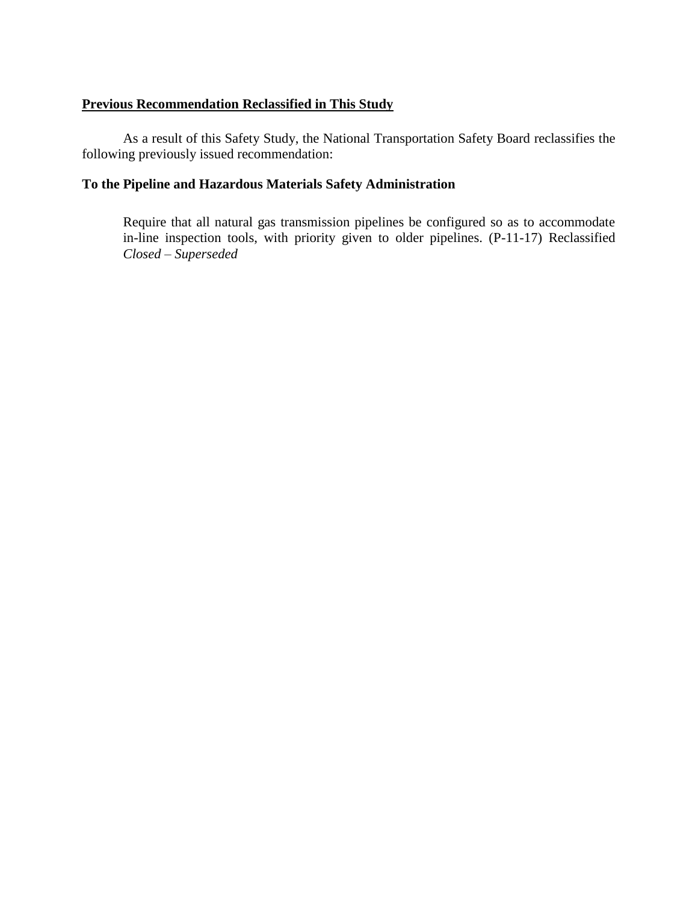## <u>Previous Recommendation Reclassified in This Study</u>

As a result of this Safety Study, the National Transportation Safety Board reclassifies the following previously issued recommendation:

**To the Pipeline and Hazardous Materials Safety Administration**

> Require that all natural gas transmission pipelines be configured so as to accommodate in-line inspection tools, with priority given to older pipelines. (P-11-17) Reclassified *Closed – Superseded*